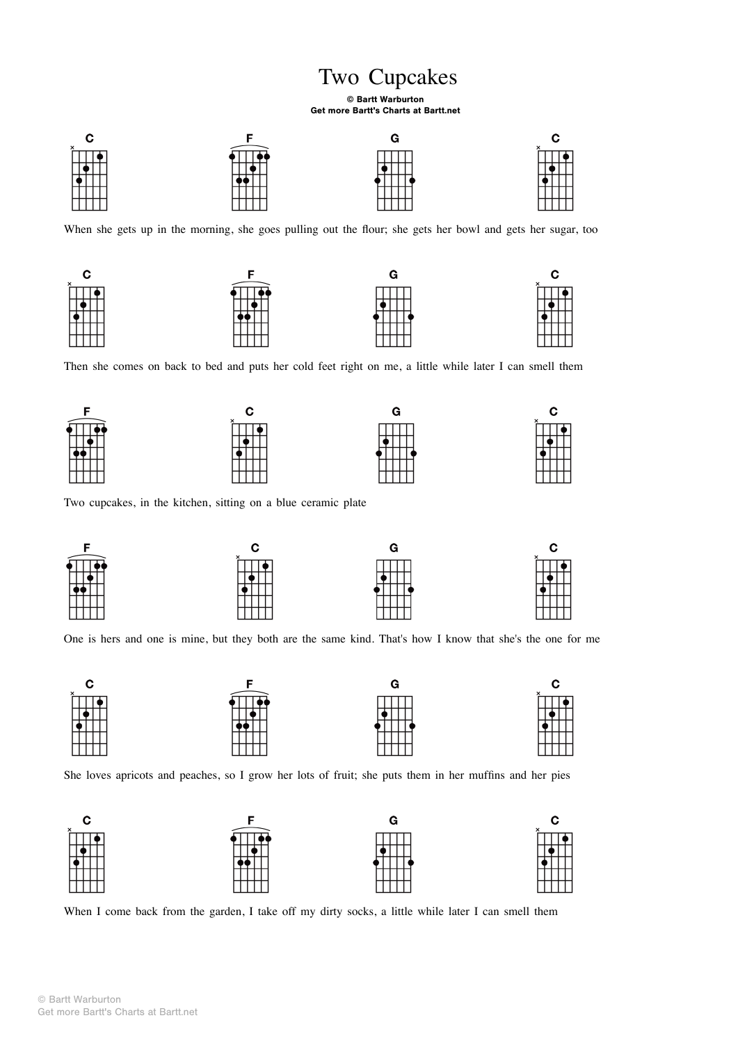# Two Cupcakes

**© Bartt Warburton**
**Get more Bartt's Charts at Bartt.net**

C F G C

When she gets up in the morning, she goes pulling out the flour; she gets her bowl and gets her sugar, too

C F G C

Then she comes on back to bed and puts her cold feet right on me, a little while later I can smell them

F C G C

Two cupcakes, in the kitchen, sitting on a blue ceramic plate

F C G C

One is hers and one is mine, but they both are the same kind. That's how I know that she's the one for me

C F G C

She loves apricots and peaches, so I grow her lots of fruit; she puts them in her muffins and her pies

C F G C

When I come back from the garden, I take off my dirty socks, a little while later I can smell them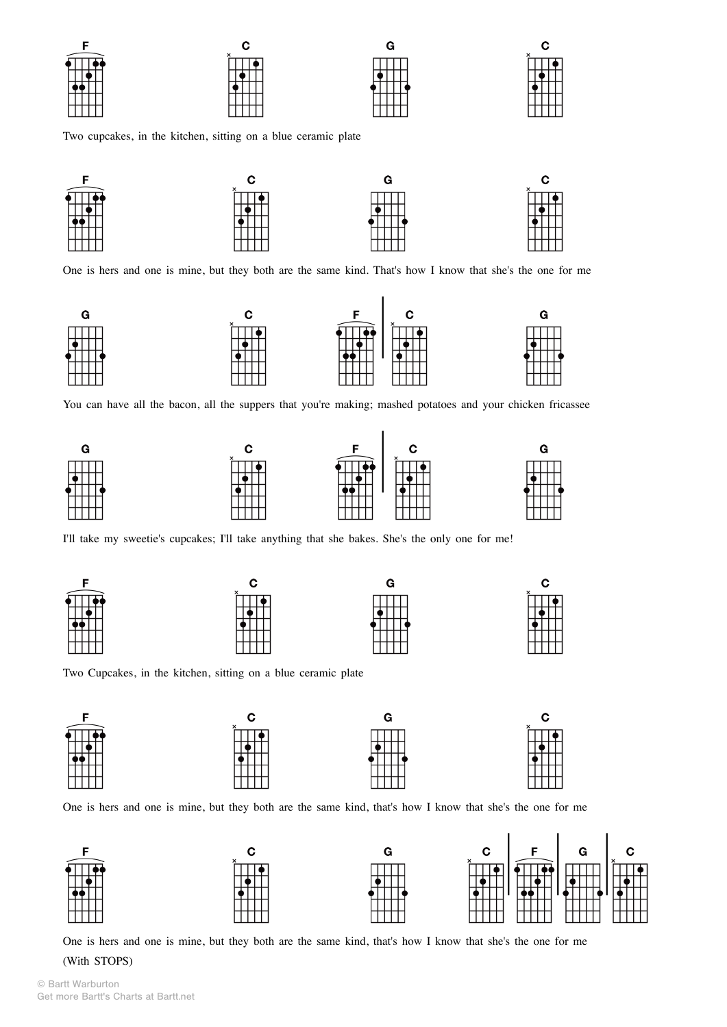F C G C

Two cupcakes, in the kitchen, sitting on a blue ceramic plate

F C G C

One is hers and one is mine, but they both are the same kind. That's how I know that she's the one for me

G C F | C G

You can have all the bacon, all the suppers that you're making; mashed potatoes and your chicken fricassee

G C F | C G

I'll take my sweetie's cupcakes; I'll take anything that she bakes. She's the only one for me!

F C G C

Two Cupcakes, in the kitchen, sitting on a blue ceramic plate

F C G C

One is hers and one is mine, but they both are the same kind, that's how I know that she's the one for me

F C G C | F | G | C

One is hers and one is mine, but they both are the same kind, that's how I know that she's the one for me

(With STOPS)

© Bartt Warburton
Get more Bartt's Charts at Bartt.net